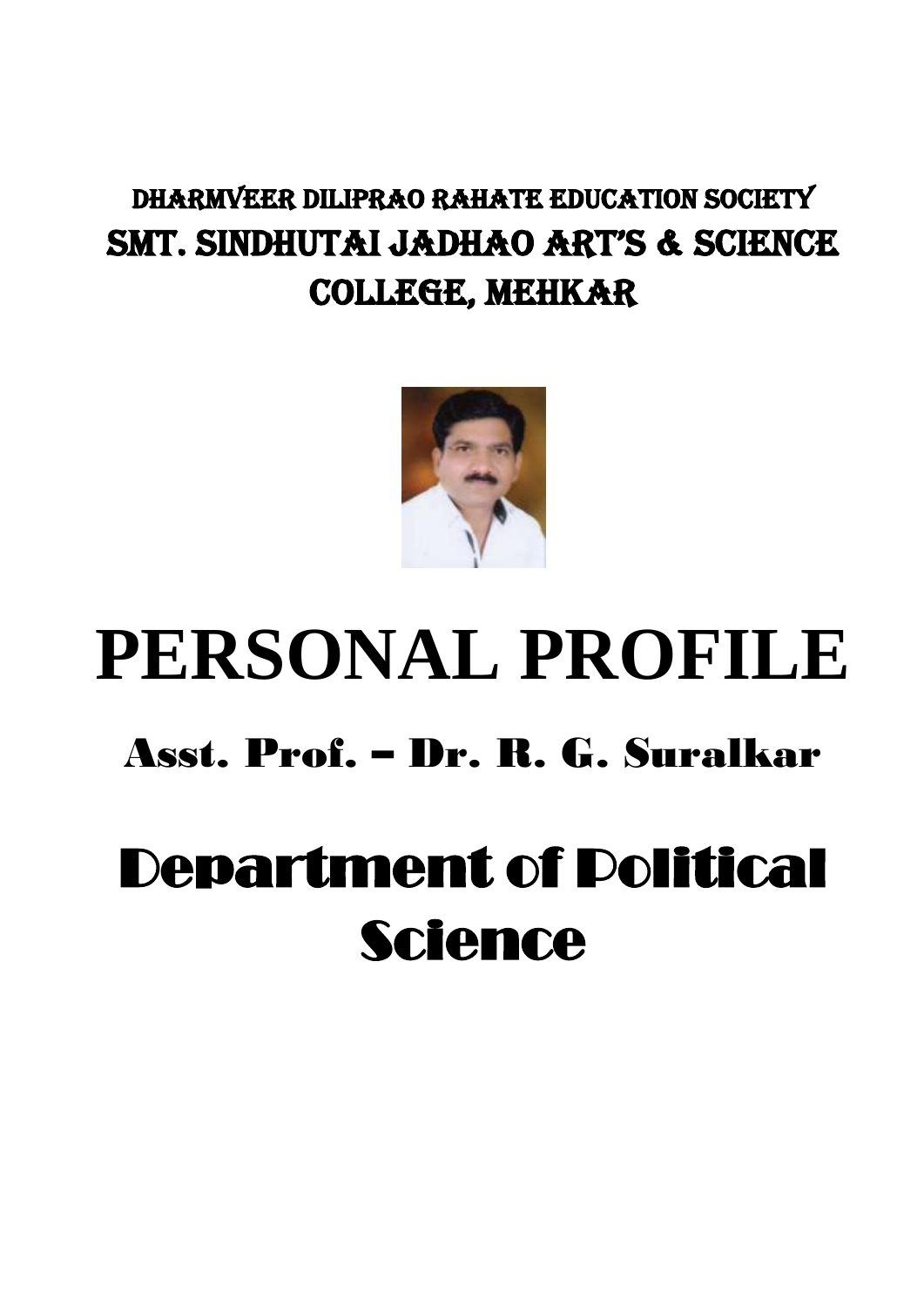# DHARMVEER DILIPRAO RAHATE EDUCATION SOCIETY

# SMT. SINDHUTAI JADHAO ART'S & SCIENCE COLLEGE, MEHKAR

# PERSONAL PROFILE

## Asst. Prof. – Dr. R. G. Suralkar

# Department of Political Science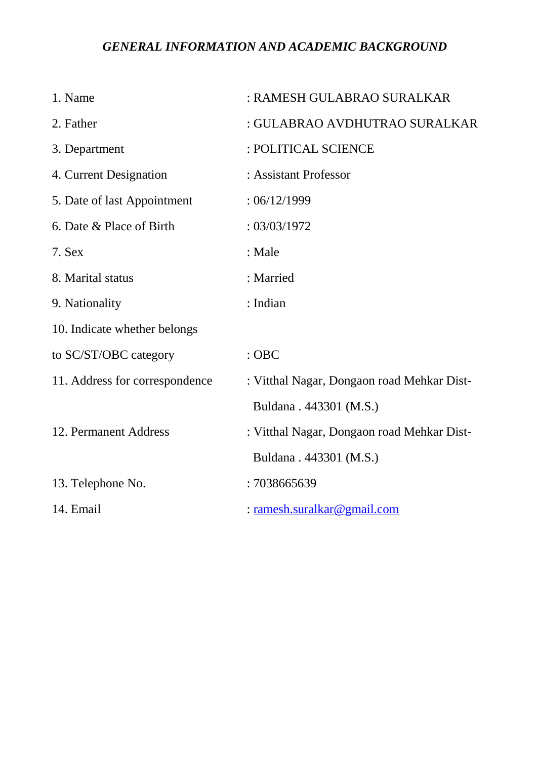***GENERAL INFORMATION AND ACADEMIC BACKGROUND***

| | |
|---|---|
| 1. Name | : RAMESH GULABRAO SURALKAR |
| 2. Father | : GULABRAO AVDHUTRAO SURALKAR |
| 3. Department | : POLITICAL SCIENCE |
| 4. Current Designation | : Assistant Professor |
| 5. Date of last Appointment | : 06/12/1999 |
| 6. Date & Place of Birth | : 03/03/1972 |
| 7. Sex | : Male |
| 8. Marital status | : Married |
| 9. Nationality | : Indian |
| 10. Indicate whether belongs to SC/ST/OBC category | : OBC |
| 11. Address for correspondence | : Vitthal Nagar, Dongaon road Mehkar Dist-Buldana . 443301 (M.S.) |
| 12. Permanent Address | : Vitthal Nagar, Dongaon road Mehkar Dist-Buldana . 443301 (M.S.) |
| 13. Telephone No. | : 7038665639 |
| 14. Email | : ramesh.suralkar@gmail.com |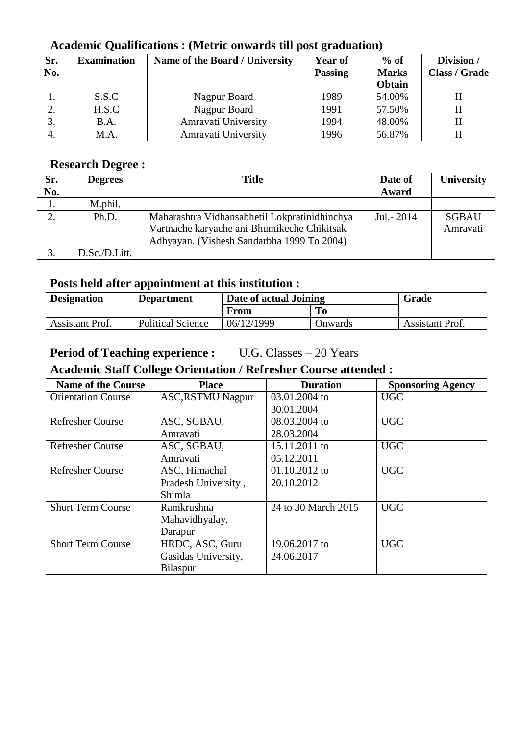## Academic Qualifications : (Metric onwards till post graduation)

| Sr. No. | Examination | Name of the Board / University | Year of Passing | % of Marks Obtain | Division / Class / Grade |
|---|---|---|---|---|---|
| 1. | S.S.C | Nagpur Board | 1989 | 54.00% | II |
| 2. | H.S.C | Nagpur Board | 1991 | 57.50% | II |
| 3. | B.A. | Amravati University | 1994 | 48.00% | II |
| 4. | M.A. | Amravati University | 1996 | 56.87% | II |

## Research Degree :

| Sr. No. | Degrees | Title | Date of Award | University |
|---|---|---|---|---|
| 1. | M.phil. | | | |
| 2. | Ph.D. | Maharashtra Vidhansabhetil Lokpratinidhinchya Vartnache karyache ani Bhumikeche Chikitsak Adhyayan. (Vishesh Sandarbha 1999 To 2004) | Jul.- 2014 | SGBAU Amravati |
| 3. | D.Sc./D.Litt. | | | |

## Posts held after appointment at this institution :

| Designation | Department | Date of actual Joining | | Grade |
|---|---|---|---|---|
| | | From | To | |
| Assistant Prof. | Political Science | 06/12/1999 | Onwards | Assistant Prof. |

**Period of Teaching experience :** U.G. Classes – 20 Years

## Academic Staff College Orientation / Refresher Course attended :

| Name of the Course | Place | Duration | Sponsoring Agency |
|---|---|---|---|
| Orientation Course | ASC,RSTMU Nagpur | 03.01.2004 to 30.01.2004 | UGC |
| Refresher Course | ASC, SGBAU, Amravati | 08.03.2004 to 28.03.2004 | UGC |
| Refresher Course | ASC, SGBAU, Amravati | 15.11.2011 to 05.12.2011 | UGC |
| Refresher Course | ASC, Himachal Pradesh University , Shimla | 01.10.2012 to 20.10.2012 | UGC |
| Short Term Course | Ramkrushna Mahavidhyalay, Darapur | 24 to 30 March 2015 | UGC |
| Short Term Course | HRDC, ASC, Guru Gasidas University, Bilaspur | 19.06.2017 to 24.06.2017 | UGC |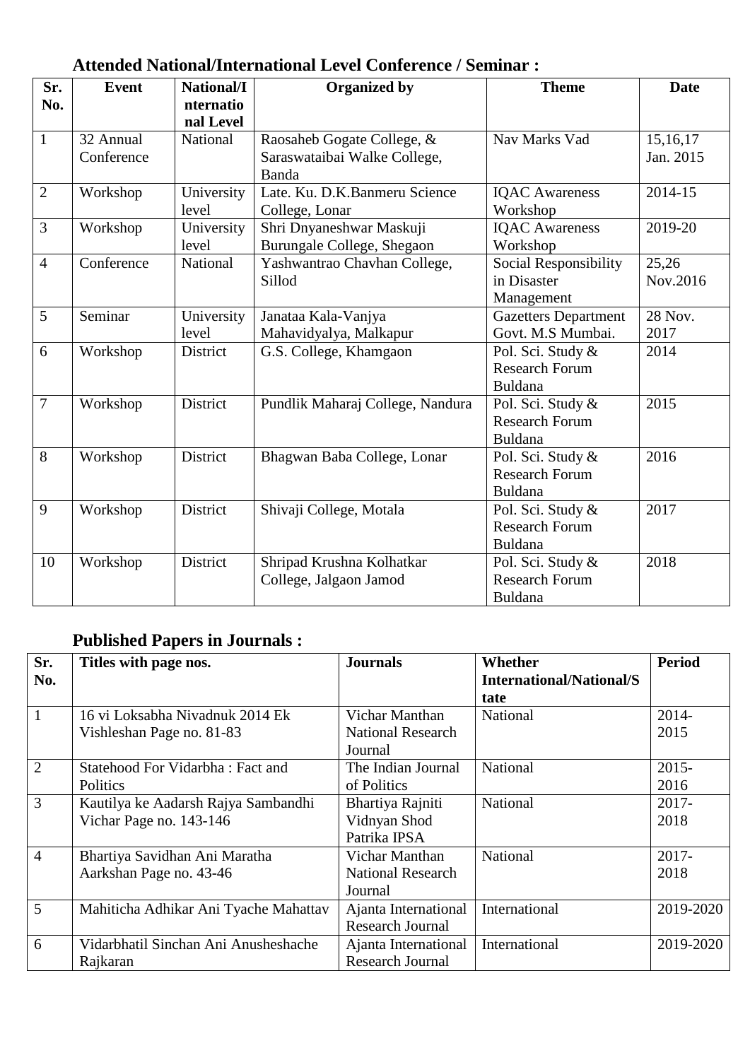## Attended National/International Level Conference / Seminar :

| Sr. No. | Event | National/International Level | Organized by | Theme | Date |
|---|---|---|---|---|---|
| 1 | 32 Annual Conference | National | Raosaheb Gogate College, & Saraswataibai Walke College, Banda | Nav Marks Vad | 15,16,17 Jan. 2015 |
| 2 | Workshop | University level | Late. Ku. D.K.Banmeru Science College, Lonar | IQAC Awareness Workshop | 2014-15 |
| 3 | Workshop | University level | Shri Dnyaneshwar Maskuji Burungale College, Shegaon | IQAC Awareness Workshop | 2019-20 |
| 4 | Conference | National | Yashwantrao Chavhan College, Sillod | Social Responsibility in Disaster Management | 25,26 Nov.2016 |
| 5 | Seminar | University level | Janataa Kala-Vanjya Mahavidyalya, Malkapur | Gazetters Department Govt. M.S Mumbai. | 28 Nov. 2017 |
| 6 | Workshop | District | G.S. College, Khamgaon | Pol. Sci. Study & Research Forum Buldana | 2014 |
| 7 | Workshop | District | Pundlik Maharaj College, Nandura | Pol. Sci. Study & Research Forum Buldana | 2015 |
| 8 | Workshop | District | Bhagwan Baba College, Lonar | Pol. Sci. Study & Research Forum Buldana | 2016 |
| 9 | Workshop | District | Shivaji College, Motala | Pol. Sci. Study & Research Forum Buldana | 2017 |
| 10 | Workshop | District | Shripad Krushna Kolhatkar College, Jalgaon Jamod | Pol. Sci. Study & Research Forum Buldana | 2018 |

## Published Papers in Journals :

| Sr. No. | Titles with page nos. | Journals | Whether International/National/State | Period |
|---|---|---|---|---|
| 1 | 16 vi Loksabha Nivadnuk 2014 Ek Vishleshan Page no. 81-83 | Vichar Manthan National Research Journal | National | 2014-2015 |
| 2 | Statehood For Vidarbha : Fact and Politics | The Indian Journal of Politics | National | 2015-2016 |
| 3 | Kautilya ke Aadarsh Rajya Sambandhi Vichar Page no. 143-146 | Bhartiya Rajniti Vidnyan Shod Patrika IPSA | National | 2017-2018 |
| 4 | Bhartiya Savidhan Ani Maratha Aarkshan Page no. 43-46 | Vichar Manthan National Research Journal | National | 2017-2018 |
| 5 | Mahiticha Adhikar Ani Tyache Mahattav | Ajanta International Research Journal | International | 2019-2020 |
| 6 | Vidarbhatil Sinchan Ani Anusheshache Rajkaran | Ajanta International Research Journal | International | 2019-2020 |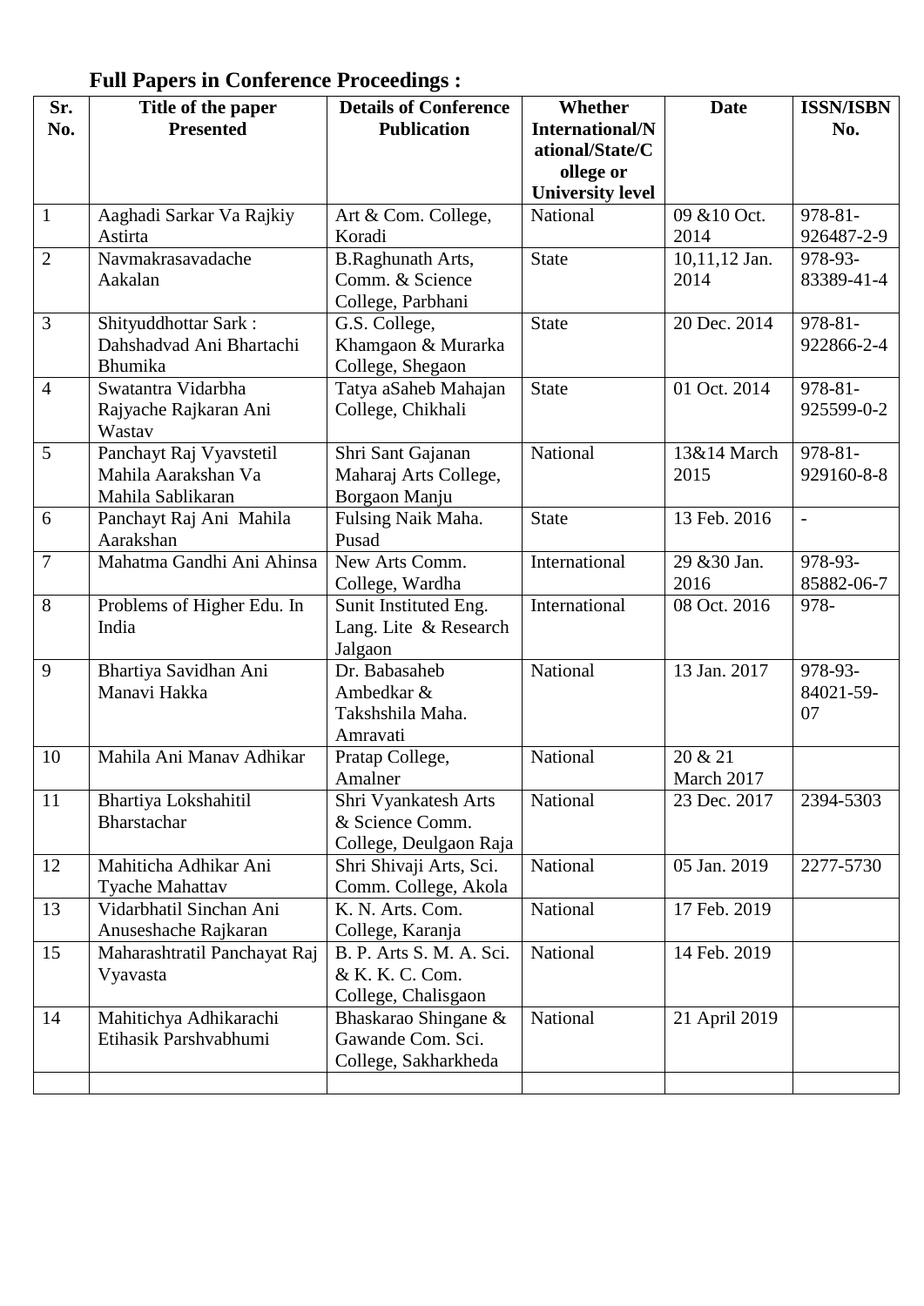### **Full Papers in Conference Proceedings :**

| Sr. No. | Title of the paper Presented | Details of Conference Publication | Whether International/National/State/College or University level | Date | ISSN/ISBN No. |
|---|---|---|---|---|---|
| 1 | Aaghadi Sarkar Va Rajkiy Astirta | Art & Com. College, Koradi | National | 09 &10 Oct. 2014 | 978-81-926487-2-9 |
| 2 | Navmakrasavadache Aakalan | B.Raghunath Arts, Comm. & Science College, Parbhani | State | 10,11,12 Jan. 2014 | 978-93-83389-41-4 |
| 3 | Shityuddhottar Sark : Dahshadvad Ani Bhartachi Bhumika | G.S. College, Khamgaon & Murarka College, Shegaon | State | 20 Dec. 2014 | 978-81-922866-2-4 |
| 4 | Swatantra Vidarbha Rajyache Rajkaran Ani Wastav | Tatya aSaheb Mahajan College, Chikhali | State | 01 Oct. 2014 | 978-81-925599-0-2 |
| 5 | Panchayt Raj Vyavstetil Mahila Aarakshan Va Mahila Sablikaran | Shri Sant Gajanan Maharaj Arts College, Borgaon Manju | National | 13&14 March 2015 | 978-81-929160-8-8 |
| 6 | Panchayt Raj Ani Mahila Aarakshan | Fulsing Naik Maha. Pusad | State | 13 Feb. 2016 | - |
| 7 | Mahatma Gandhi Ani Ahinsa | New Arts Comm. College, Wardha | International | 29 &30 Jan. 2016 | 978-93-85882-06-7 |
| 8 | Problems of Higher Edu. In India | Sunit Instituted Eng. Lang. Lite & Research Jalgaon | International | 08 Oct. 2016 | 978- |
| 9 | Bhartiya Savidhan Ani Manavi Hakka | Dr. Babasaheb Ambedkar & Takshshila Maha. Amravati | National | 13 Jan. 2017 | 978-93-84021-59-07 |
| 10 | Mahila Ani Manav Adhikar | Pratap College, Amalner | National | 20 & 21 March 2017 | |
| 11 | Bhartiya Lokshahitil Bharstachar | Shri Vyankatesh Arts & Science Comm. College, Deulgaon Raja | National | 23 Dec. 2017 | 2394-5303 |
| 12 | Mahiticha Adhikar Ani Tyache Mahattav | Shri Shivaji Arts, Sci. Comm. College, Akola | National | 05 Jan. 2019 | 2277-5730 |
| 13 | Vidarbhatil Sinchan Ani Anuseshache Rajkaran | K. N. Arts. Com. College, Karanja | National | 17 Feb. 2019 | |
| 15 | Maharashtratil Panchayat Raj Vyavasta | B. P. Arts S. M. A. Sci. & K. K. C. Com. College, Chalisgaon | National | 14 Feb. 2019 | |
| 14 | Mahitichya Adhikarachi Etihasik Parshvabhumi | Bhaskarao Shingane & Gawande Com. Sci. College, Sakharkheda | National | 21 April 2019 | |
| | | | | | |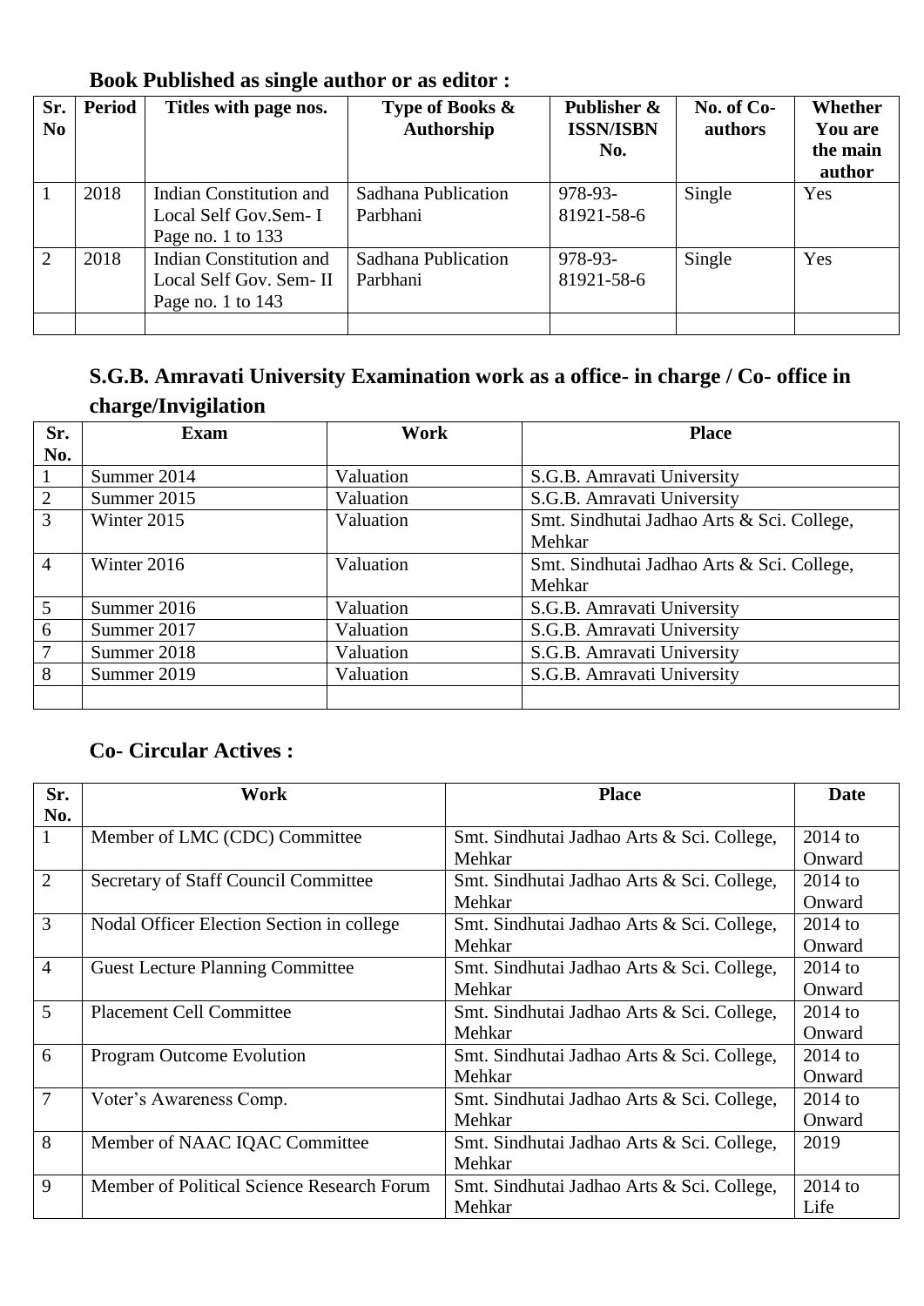### Book Published as single author or as editor :

| Sr. No | Period | Titles with page nos. | Type of Books & Authorship | Publisher & ISSN/ISBN No. | No. of Co-authors | Whether You are the main author |
|---|---|---|---|---|---|---|
| 1 | 2018 | Indian Constitution and Local Self Gov.Sem- I Page no. 1 to 133 | Sadhana Publication Parbhani | 978-93-81921-58-6 | Single | Yes |
| 2 | 2018 | Indian Constitution and Local Self Gov. Sem- II Page no. 1 to 143 | Sadhana Publication Parbhani | 978-93-81921-58-6 | Single | Yes |
| | | | | | | |

### S.G.B. Amravati University Examination work as a office- in charge / Co- office in charge/Invigilation

| Sr. No. | Exam | Work | Place |
|---|---|---|---|
| 1 | Summer 2014 | Valuation | S.G.B. Amravati University |
| 2 | Summer 2015 | Valuation | S.G.B. Amravati University |
| 3 | Winter 2015 | Valuation | Smt. Sindhutai Jadhao Arts & Sci. College, Mehkar |
| 4 | Winter 2016 | Valuation | Smt. Sindhutai Jadhao Arts & Sci. College, Mehkar |
| 5 | Summer 2016 | Valuation | S.G.B. Amravati University |
| 6 | Summer 2017 | Valuation | S.G.B. Amravati University |
| 7 | Summer 2018 | Valuation | S.G.B. Amravati University |
| 8 | Summer 2019 | Valuation | S.G.B. Amravati University |
| | | | |

### Co- Circular Actives :

| Sr. No. | Work | Place | Date |
|---|---|---|---|
| 1 | Member of LMC (CDC) Committee | Smt. Sindhutai Jadhao Arts & Sci. College, Mehkar | 2014 to Onward |
| 2 | Secretary of Staff Council Committee | Smt. Sindhutai Jadhao Arts & Sci. College, Mehkar | 2014 to Onward |
| 3 | Nodal Officer Election Section in college | Smt. Sindhutai Jadhao Arts & Sci. College, Mehkar | 2014 to Onward |
| 4 | Guest Lecture Planning Committee | Smt. Sindhutai Jadhao Arts & Sci. College, Mehkar | 2014 to Onward |
| 5 | Placement Cell Committee | Smt. Sindhutai Jadhao Arts & Sci. College, Mehkar | 2014 to Onward |
| 6 | Program Outcome Evolution | Smt. Sindhutai Jadhao Arts & Sci. College, Mehkar | 2014 to Onward |
| 7 | Voter's Awareness Comp. | Smt. Sindhutai Jadhao Arts & Sci. College, Mehkar | 2014 to Onward |
| 8 | Member of NAAC IQAC Committee | Smt. Sindhutai Jadhao Arts & Sci. College, Mehkar | 2019 |
| 9 | Member of Political Science Research Forum | Smt. Sindhutai Jadhao Arts & Sci. College, Mehkar | 2014 to Life |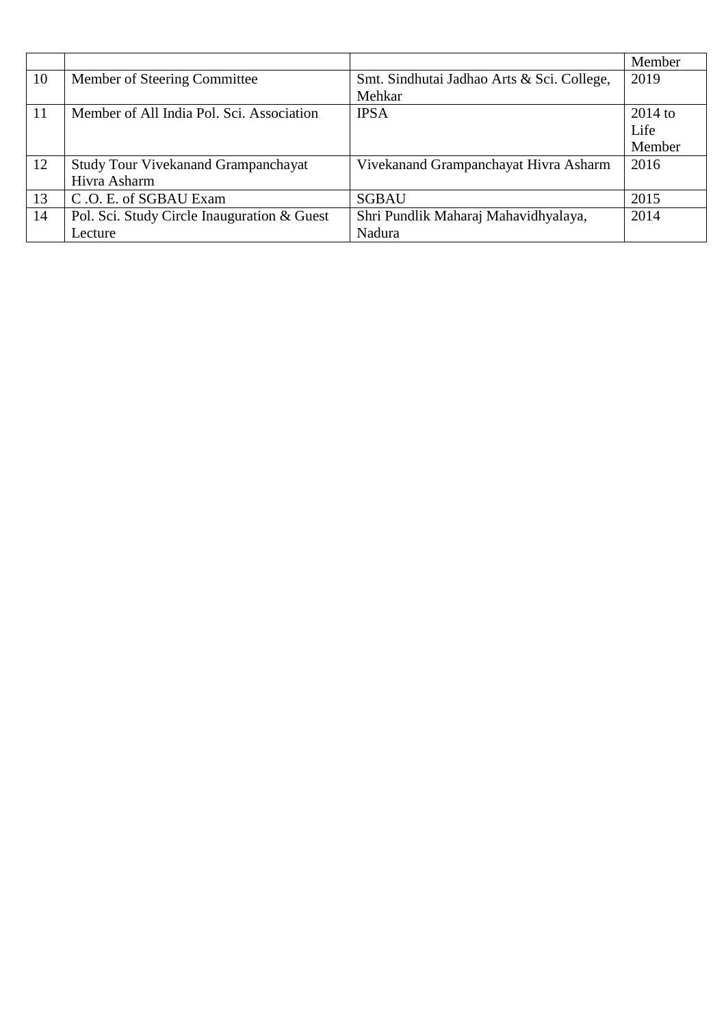| | | | |
|---|---|---|---|
| | | | Member |
| 10 | Member of Steering Committee | Smt. Sindhutai Jadhao Arts & Sci. College, Mehkar | 2019 |
| 11 | Member of All India Pol. Sci. Association | IPSA | 2014 to Life Member |
| 12 | Study Tour Vivekanand Grampanchayat Hivra Asharm | Vivekanand Grampanchayat Hivra Asharm | 2016 |
| 13 | C .O. E. of SGBAU Exam | SGBAU | 2015 |
| 14 | Pol. Sci. Study Circle Inauguration & Guest Lecture | Shri Pundlik Maharaj Mahavidhyalaya, Nadura | 2014 |